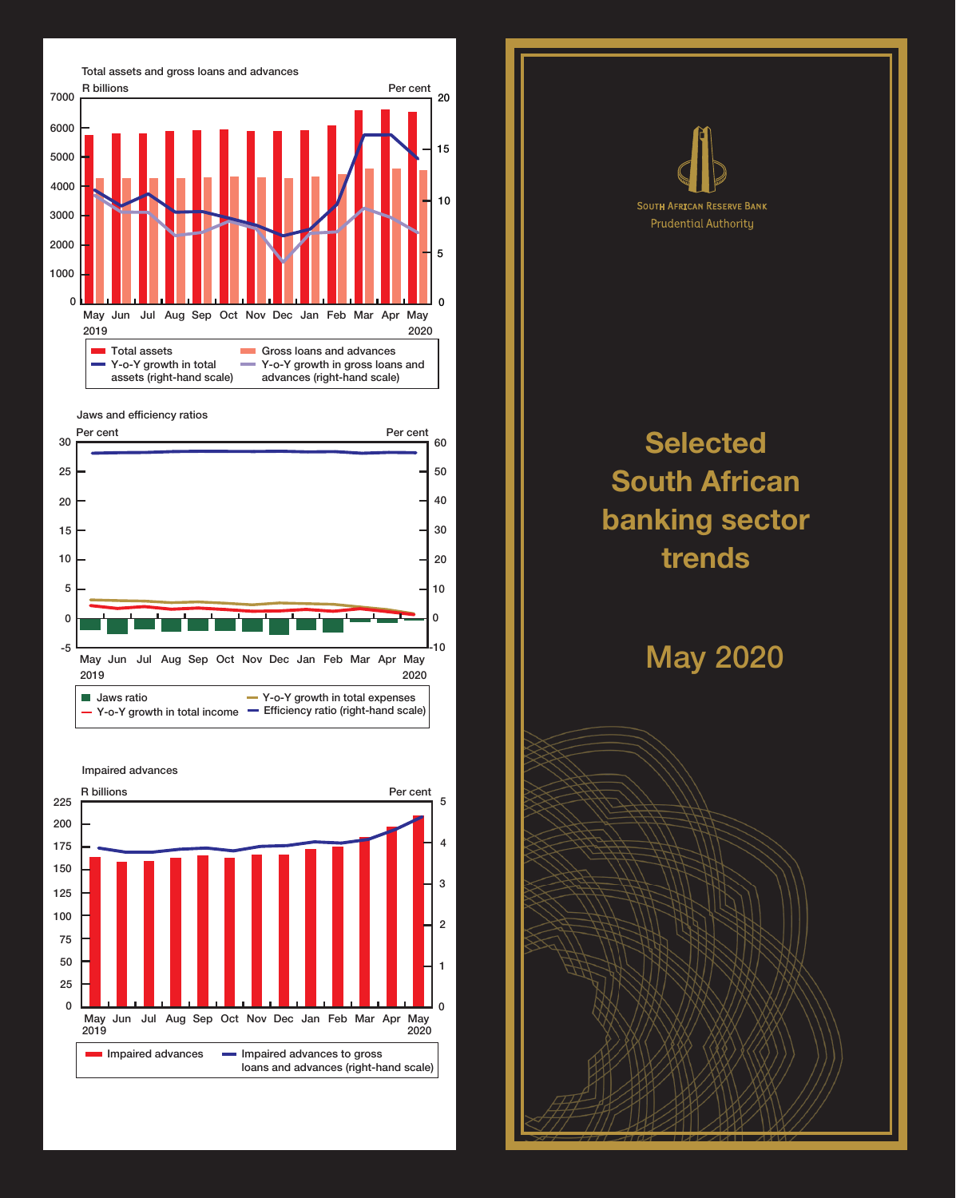Total assets and gross loans and advances

R billions / Per cent

Total assets; Gross loans and advances; Y-o-Y growth in total assets (right-hand scale); Y-o-Y growth in gross loans and advances (right-hand scale)

Jaws and efficiency ratios

Per cent / Per cent

Jaws ratio; Y-o-Y growth in total expenses; Y-o-Y growth in total income; Efficiency ratio (right-hand scale)

Impaired advances

R billions / Per cent

Impaired advances; Impaired advances to gross loans and advances (right-hand scale)

South African Reserve Bank

Prudential Authority

# Selected South African banking sector trends

## May 2020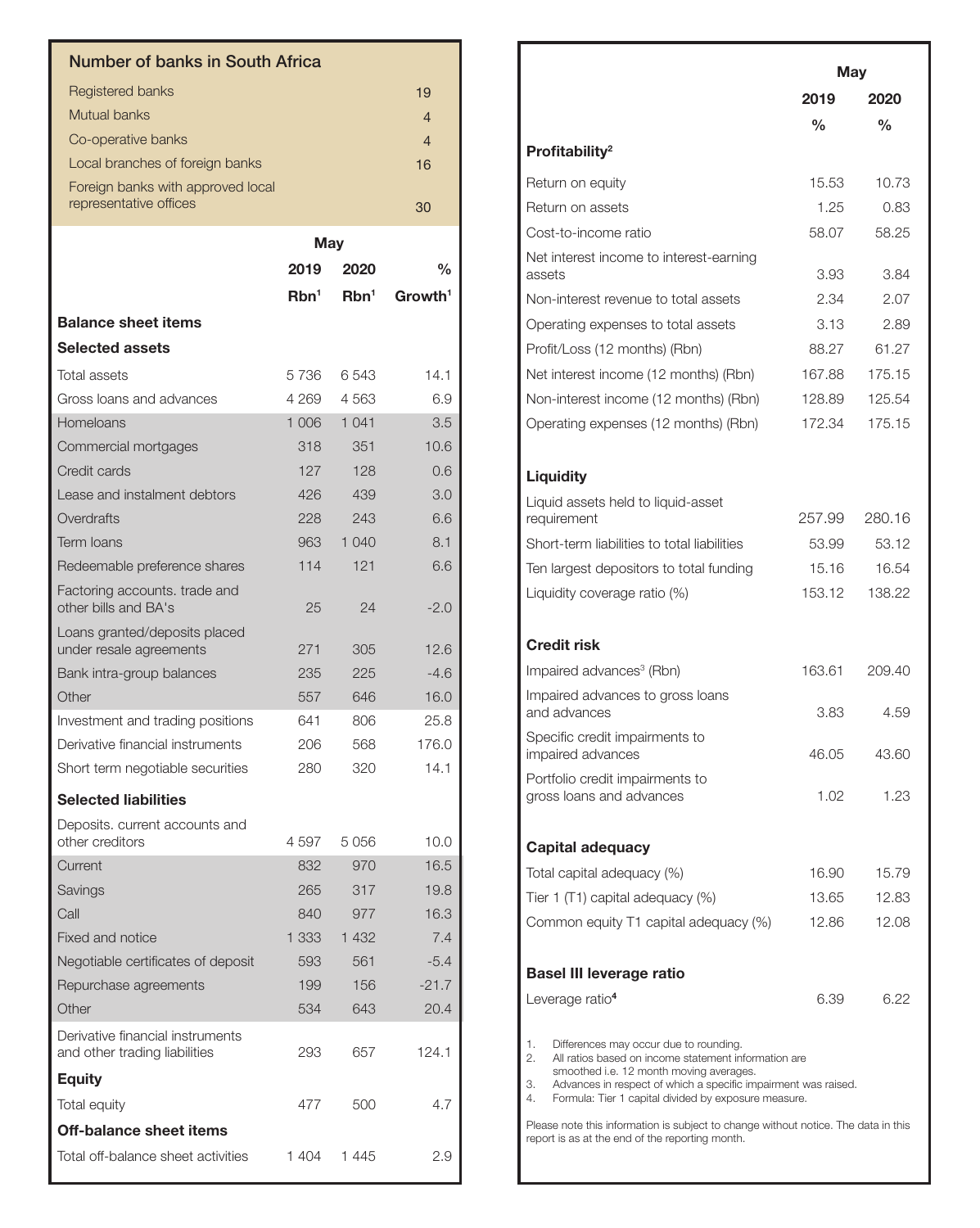## Number of banks in South Africa

| | |
|---|---|
| Registered banks | 19 |
| Mutual banks | 4 |
| Co-operative banks | 4 |
| Local branches of foreign banks | 16 |
| Foreign banks with approved local representative offices | 30 |

| | May | | |
|---|---|---|---|
| | 2019 | 2020 | % |
| | Rbn[1] | Rbn[1] | Growth[1] |
| **Balance sheet items** | | | |
| **Selected assets** | | | |
| Total assets | 5 736 | 6 543 | 14.1 |
| Gross loans and advances | 4 269 | 4 563 | 6.9 |
| Homeloans | 1 006 | 1 041 | 3.5 |
| Commercial mortgages | 318 | 351 | 10.6 |
| Credit cards | 127 | 128 | 0.6 |
| Lease and instalment debtors | 426 | 439 | 3.0 |
| Overdrafts | 228 | 243 | 6.6 |
| Term loans | 963 | 1 040 | 8.1 |
| Redeemable preference shares | 114 | 121 | 6.6 |
| Factoring accounts. trade and other bills and BA's | 25 | 24 | -2.0 |
| Loans granted/deposits placed under resale agreements | 271 | 305 | 12.6 |
| Bank intra-group balances | 235 | 225 | -4.6 |
| Other | 557 | 646 | 16.0 |
| Investment and trading positions | 641 | 806 | 25.8 |
| Derivative financial instruments | 206 | 568 | 176.0 |
| Short term negotiable securities | 280 | 320 | 14.1 |
| **Selected liabilities** | | | |
| Deposits. current accounts and other creditors | 4 597 | 5 056 | 10.0 |
| Current | 832 | 970 | 16.5 |
| Savings | 265 | 317 | 19.8 |
| Call | 840 | 977 | 16.3 |
| Fixed and notice | 1 333 | 1 432 | 7.4 |
| Negotiable certificates of deposit | 593 | 561 | -5.4 |
| Repurchase agreements | 199 | 156 | -21.7 |
| Other | 534 | 643 | 20.4 |
| Derivative financial instruments and other trading liabilities | 293 | 657 | 124.1 |
| **Equity** | | | |
| Total equity | 477 | 500 | 4.7 |
| **Off-balance sheet items** | | | |
| Total off-balance sheet activities | 1 404 | 1 445 | 2.9 |

| | May | |
|---|---|---|
| | 2019 | 2020 |
| | % | % |
| **Profitability[2]** | | |
| Return on equity | 15.53 | 10.73 |
| Return on assets | 1.25 | 0.83 |
| Cost-to-income ratio | 58.07 | 58.25 |
| Net interest income to interest-earning assets | 3.93 | 3.84 |
| Non-interest revenue to total assets | 2.34 | 2.07 |
| Operating expenses to total assets | 3.13 | 2.89 |
| Profit/Loss (12 months) (Rbn) | 88.27 | 61.27 |
| Net interest income (12 months) (Rbn) | 167.88 | 175.15 |
| Non-interest income (12 months) (Rbn) | 128.89 | 125.54 |
| Operating expenses (12 months) (Rbn) | 172.34 | 175.15 |
| **Liquidity** | | |
| Liquid assets held to liquid-asset requirement | 257.99 | 280.16 |
| Short-term liabilities to total liabilities | 53.99 | 53.12 |
| Ten largest depositors to total funding | 15.16 | 16.54 |
| Liquidity coverage ratio (%) | 153.12 | 138.22 |
| **Credit risk** | | |
| Impaired advances[3] (Rbn) | 163.61 | 209.40 |
| Impaired advances to gross loans and advances | 3.83 | 4.59 |
| Specific credit impairments to impaired advances | 46.05 | 43.60 |
| Portfolio credit impairments to gross loans and advances | 1.02 | 1.23 |
| **Capital adequacy** | | |
| Total capital adequacy (%) | 16.90 | 15.79 |
| Tier 1 (T1) capital adequacy (%) | 13.65 | 12.83 |
| Common equity T1 capital adequacy (%) | 12.86 | 12.08 |
| **Basel III leverage ratio** | | |
| Leverage ratio[4] | 6.39 | 6.22 |

1. Differences may occur due to rounding.
2. All ratios based on income statement information are smoothed i.e. 12 month moving averages.
3. Advances in respect of which a specific impairment was raised.
4. Formula: Tier 1 capital divided by exposure measure.

Please note this information is subject to change without notice. The data in this report is as at the end of the reporting month.